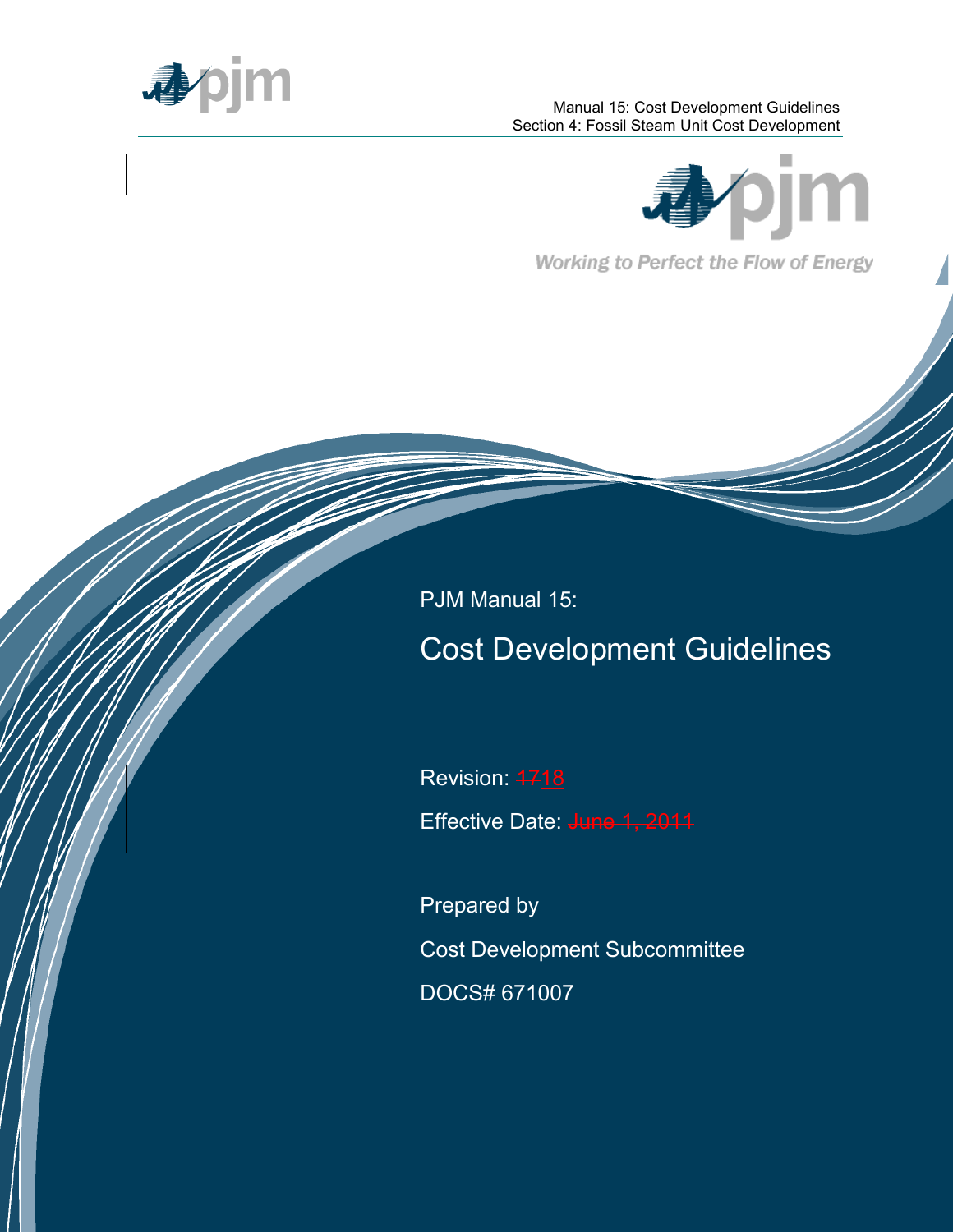Working to Perfect the Flow of Energy

PJM Manual 15:

# Cost Development Guidelines

Revision: ~~17~~18

Effective Date: ~~June 1, 2011~~

Prepared by

Cost Development Subcommittee

DOCS# 671007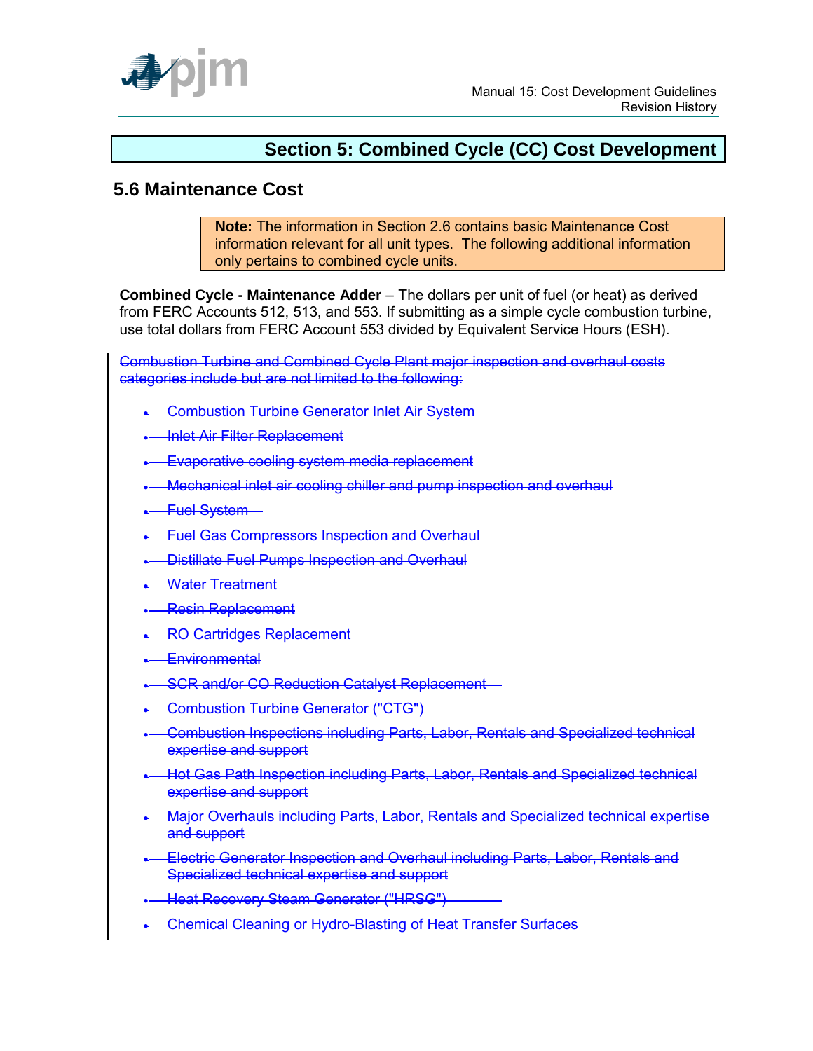## Section 5: Combined Cycle (CC) Cost Development

## 5.6 Maintenance Cost

> **Note:** The information in Section 2.6 contains basic Maintenance Cost information relevant for all unit types. The following additional information only pertains to combined cycle units.

**Combined Cycle - Maintenance Adder** – The dollars per unit of fuel (or heat) as derived from FERC Accounts 512, 513, and 553. If submitting as a simple cycle combustion turbine, use total dollars from FERC Account 553 divided by Equivalent Service Hours (ESH).

~~Combustion Turbine and Combined Cycle Plant major inspection and overhaul costs categories include but are not limited to the following:~~

- ~~Combustion Turbine Generator Inlet Air System~~
- ~~Inlet Air Filter Replacement~~
- ~~Evaporative cooling system media replacement~~
- ~~Mechanical inlet air cooling chiller and pump inspection and overhaul~~
- ~~Fuel System~~
- ~~Fuel Gas Compressors Inspection and Overhaul~~
- ~~Distillate Fuel Pumps Inspection and Overhaul~~
- ~~Water Treatment~~
- ~~Resin Replacement~~
- ~~RO Cartridges Replacement~~
- ~~Environmental~~
- ~~SCR and/or CO Reduction Catalyst Replacement~~
- ~~Combustion Turbine Generator ("CTG")~~
- ~~Combustion Inspections including Parts, Labor, Rentals and Specialized technical expertise and support~~
- ~~Hot Gas Path Inspection including Parts, Labor, Rentals and Specialized technical expertise and support~~
- ~~Major Overhauls including Parts, Labor, Rentals and Specialized technical expertise and support~~
- ~~Electric Generator Inspection and Overhaul including Parts, Labor, Rentals and Specialized technical expertise and support~~
- ~~Heat Recovery Steam Generator ("HRSG")~~
- ~~Chemical Cleaning or Hydro-Blasting of Heat Transfer Surfaces~~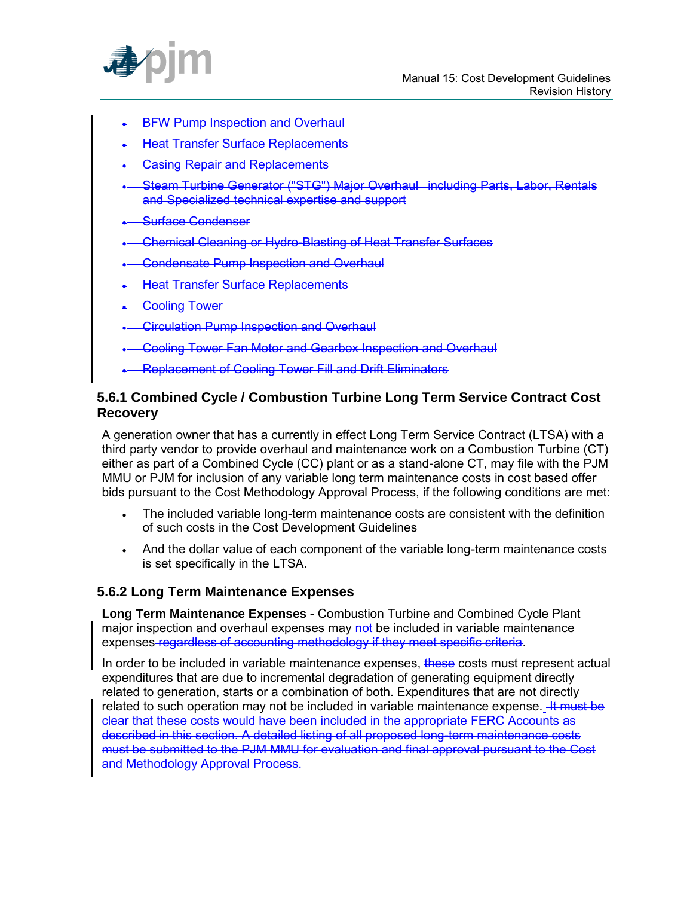- ~~BFW Pump Inspection and Overhaul~~
- ~~Heat Transfer Surface Replacements~~
- ~~Casing Repair and Replacements~~
- ~~Steam Turbine Generator ("STG") Major Overhaul including Parts, Labor, Rentals and Specialized technical expertise and support~~
- ~~Surface Condenser~~
- ~~Chemical Cleaning or Hydro-Blasting of Heat Transfer Surfaces~~
- ~~Condensate Pump Inspection and Overhaul~~
- ~~Heat Transfer Surface Replacements~~
- ~~Cooling Tower~~
- ~~Circulation Pump Inspection and Overhaul~~
- ~~Cooling Tower Fan Motor and Gearbox Inspection and Overhaul~~
- ~~Replacement of Cooling Tower Fill and Drift Eliminators~~

### 5.6.1 Combined Cycle / Combustion Turbine Long Term Service Contract Cost Recovery

A generation owner that has a currently in effect Long Term Service Contract (LTSA) with a third party vendor to provide overhaul and maintenance work on a Combustion Turbine (CT) either as part of a Combined Cycle (CC) plant or as a stand-alone CT, may file with the PJM MMU or PJM for inclusion of any variable long term maintenance costs in cost based offer bids pursuant to the Cost Methodology Approval Process, if the following conditions are met:

- The included variable long-term maintenance costs are consistent with the definition of such costs in the Cost Development Guidelines
- And the dollar value of each component of the variable long-term maintenance costs is set specifically in the LTSA.

### 5.6.2 Long Term Maintenance Expenses

**Long Term Maintenance Expenses** - Combustion Turbine and Combined Cycle Plant major inspection and overhaul expenses may not be included in variable maintenance expenses ~~regardless of accounting methodology if they meet specific criteria~~.

In order to be included in variable maintenance expenses, these costs must represent actual expenditures that are due to incremental degradation of generating equipment directly related to generation, starts or a combination of both. Expenditures that are not directly related to such operation may not be included in variable maintenance expense. ~~It must be clear that these costs would have been included in the appropriate FERC Accounts as described in this section. A detailed listing of all proposed long-term maintenance costs must be submitted to the PJM MMU for evaluation and final approval pursuant to the Cost and Methodology Approval Process.~~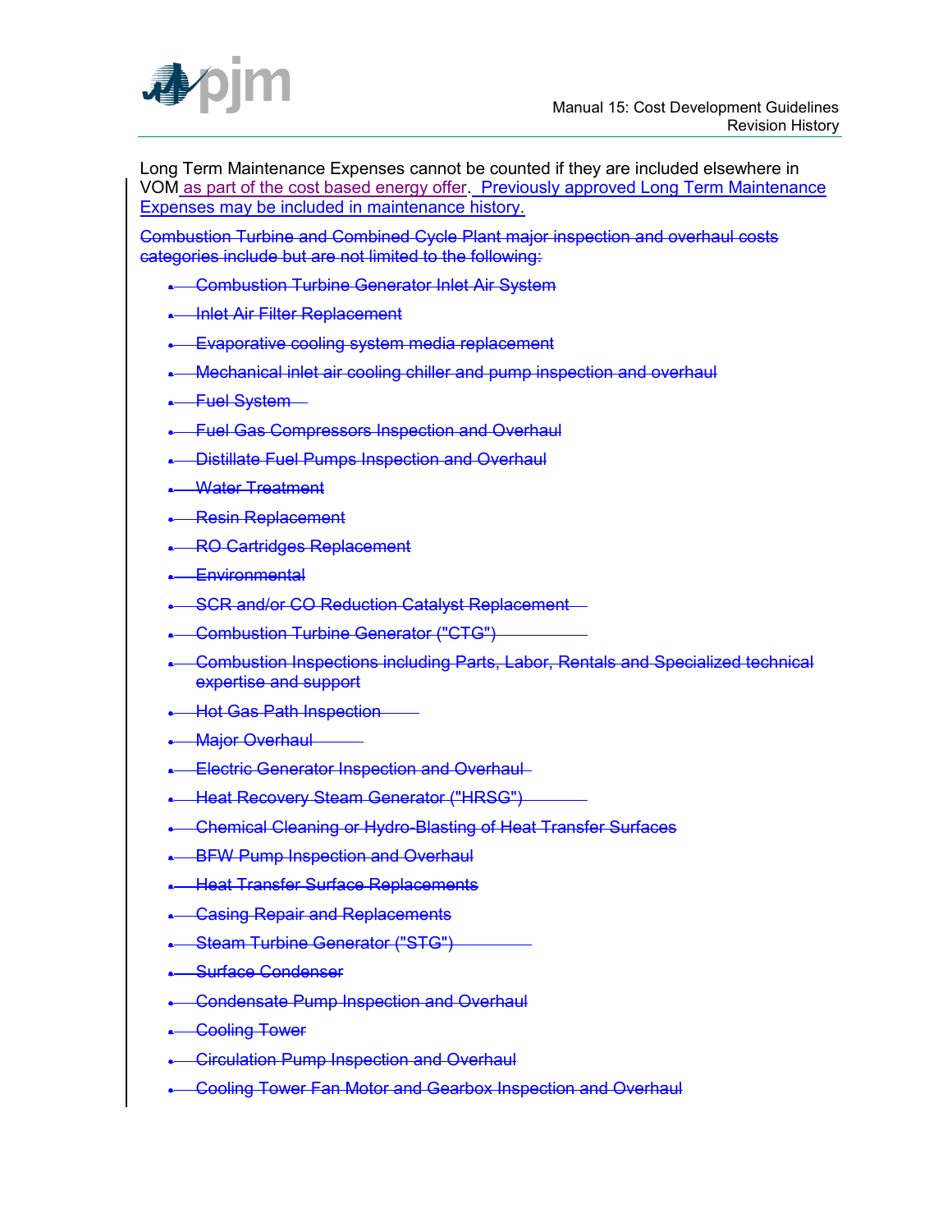Long Term Maintenance Expenses cannot be counted if they are included elsewhere in VOM as part of the cost based energy offer. Previously approved Long Term Maintenance Expenses may be included in maintenance history.

~~Combustion Turbine and Combined Cycle Plant major inspection and overhaul costs categories include but are not limited to the following:~~

- ~~Combustion Turbine Generator Inlet Air System~~
- ~~Inlet Air Filter Replacement~~
- ~~Evaporative cooling system media replacement~~
- ~~Mechanical inlet air cooling chiller and pump inspection and overhaul~~
- ~~Fuel System~~
- ~~Fuel Gas Compressors Inspection and Overhaul~~
- ~~Distillate Fuel Pumps Inspection and Overhaul~~
- ~~Water Treatment~~
- ~~Resin Replacement~~
- ~~RO Cartridges Replacement~~
- ~~Environmental~~
- ~~SCR and/or CO Reduction Catalyst Replacement~~
- ~~Combustion Turbine Generator ("CTG")~~
- ~~Combustion Inspections including Parts, Labor, Rentals and Specialized technical expertise and support~~
- ~~Hot Gas Path Inspection~~
- ~~Major Overhaul~~
- ~~Electric Generator Inspection and Overhaul~~
- ~~Heat Recovery Steam Generator ("HRSG")~~
- ~~Chemical Cleaning or Hydro-Blasting of Heat Transfer Surfaces~~
- ~~BFW Pump Inspection and Overhaul~~
- ~~Heat Transfer Surface Replacements~~
- ~~Casing Repair and Replacements~~
- ~~Steam Turbine Generator ("STG")~~
- ~~Surface Condenser~~
- ~~Condensate Pump Inspection and Overhaul~~
- ~~Cooling Tower~~
- ~~Circulation Pump Inspection and Overhaul~~
- ~~Cooling Tower Fan Motor and Gearbox Inspection and Overhaul~~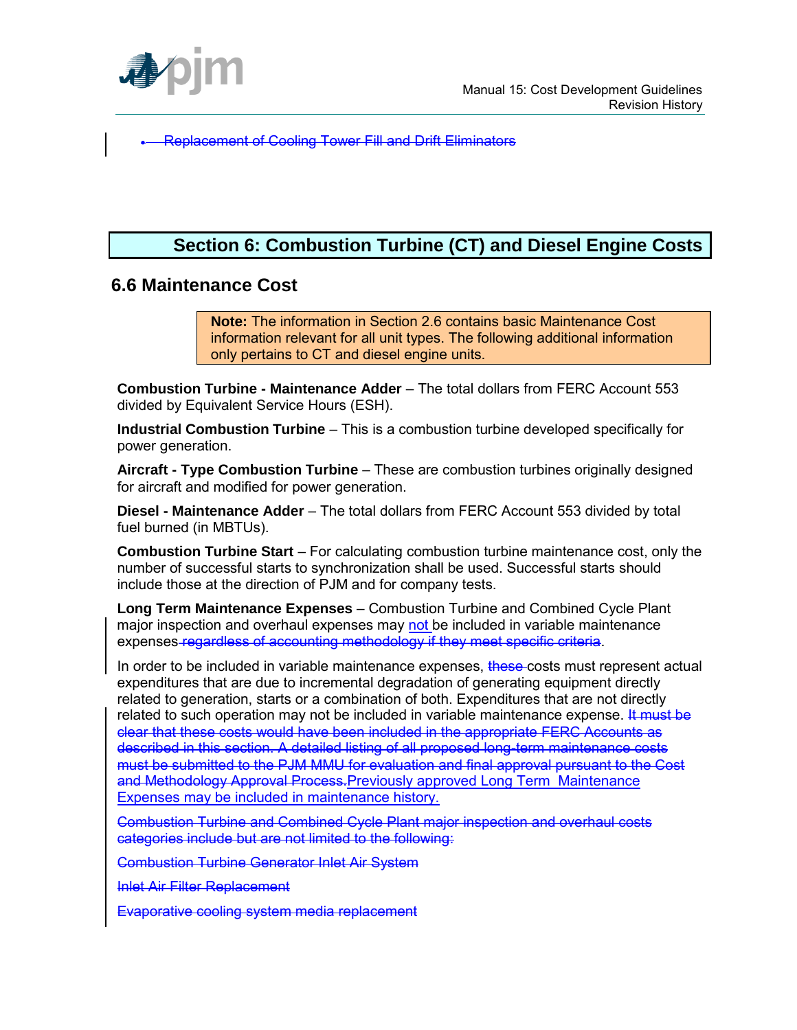- Replacement of Cooling Tower Fill and Drift Eliminators

# Section 6: Combustion Turbine (CT) and Diesel Engine Costs

## 6.6 Maintenance Cost

> **Note:** The information in Section 2.6 contains basic Maintenance Cost information relevant for all unit types. The following additional information only pertains to CT and diesel engine units.

**Combustion Turbine - Maintenance Adder** – The total dollars from FERC Account 553 divided by Equivalent Service Hours (ESH).

**Industrial Combustion Turbine** – This is a combustion turbine developed specifically for power generation.

**Aircraft - Type Combustion Turbine** – These are combustion turbines originally designed for aircraft and modified for power generation.

**Diesel - Maintenance Adder** – The total dollars from FERC Account 553 divided by total fuel burned (in MBTUs).

**Combustion Turbine Start** – For calculating combustion turbine maintenance cost, only the number of successful starts to synchronization shall be used. Successful starts should include those at the direction of PJM and for company tests.

**Long Term Maintenance Expenses** – Combustion Turbine and Combined Cycle Plant major inspection and overhaul expenses may not be included in variable maintenance expenses ~~regardless of accounting methodology if they meet specific criteria~~.

In order to be included in variable maintenance expenses, ~~these~~ costs must represent actual expenditures that are due to incremental degradation of generating equipment directly related to generation, starts or a combination of both. Expenditures that are not directly related to such operation may not be included in variable maintenance expense. ~~It must be clear that these costs would have been included in the appropriate FERC Accounts as described in this section. A detailed listing of all proposed long-term maintenance costs must be submitted to the PJM MMU for evaluation and final approval pursuant to the Cost and Methodology Approval Process.~~ Previously approved Long Term Maintenance Expenses may be included in maintenance history.

~~Combustion Turbine and Combined Cycle Plant major inspection and overhaul costs categories include but are not limited to the following:~~

~~Combustion Turbine Generator Inlet Air System~~

~~Inlet Air Filter Replacement~~

~~Evaporative cooling system media replacement~~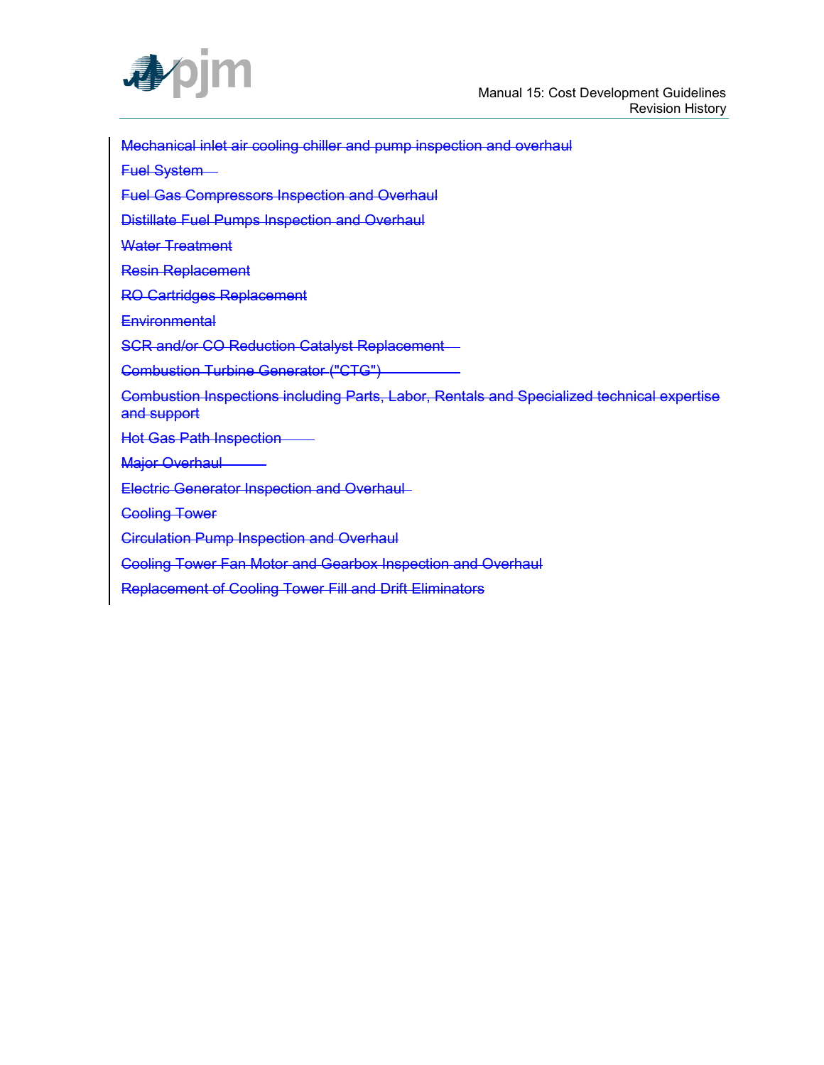~~Mechanical inlet air cooling chiller and pump inspection and overhaul~~

~~Fuel System~~

~~Fuel Gas Compressors Inspection and Overhaul~~

~~Distillate Fuel Pumps Inspection and Overhaul~~

~~Water Treatment~~

~~Resin Replacement~~

~~RO Cartridges Replacement~~

~~Environmental~~

~~SCR and/or CO Reduction Catalyst Replacement~~

~~Combustion Turbine Generator ("CTG")~~

~~Combustion Inspections including Parts, Labor, Rentals and Specialized technical expertise and support~~

~~Hot Gas Path Inspection~~

~~Major Overhaul~~

~~Electric Generator Inspection and Overhaul~~

~~Cooling Tower~~

~~Circulation Pump Inspection and Overhaul~~

~~Cooling Tower Fan Motor and Gearbox Inspection and Overhaul~~

~~Replacement of Cooling Tower Fill and Drift Eliminators~~